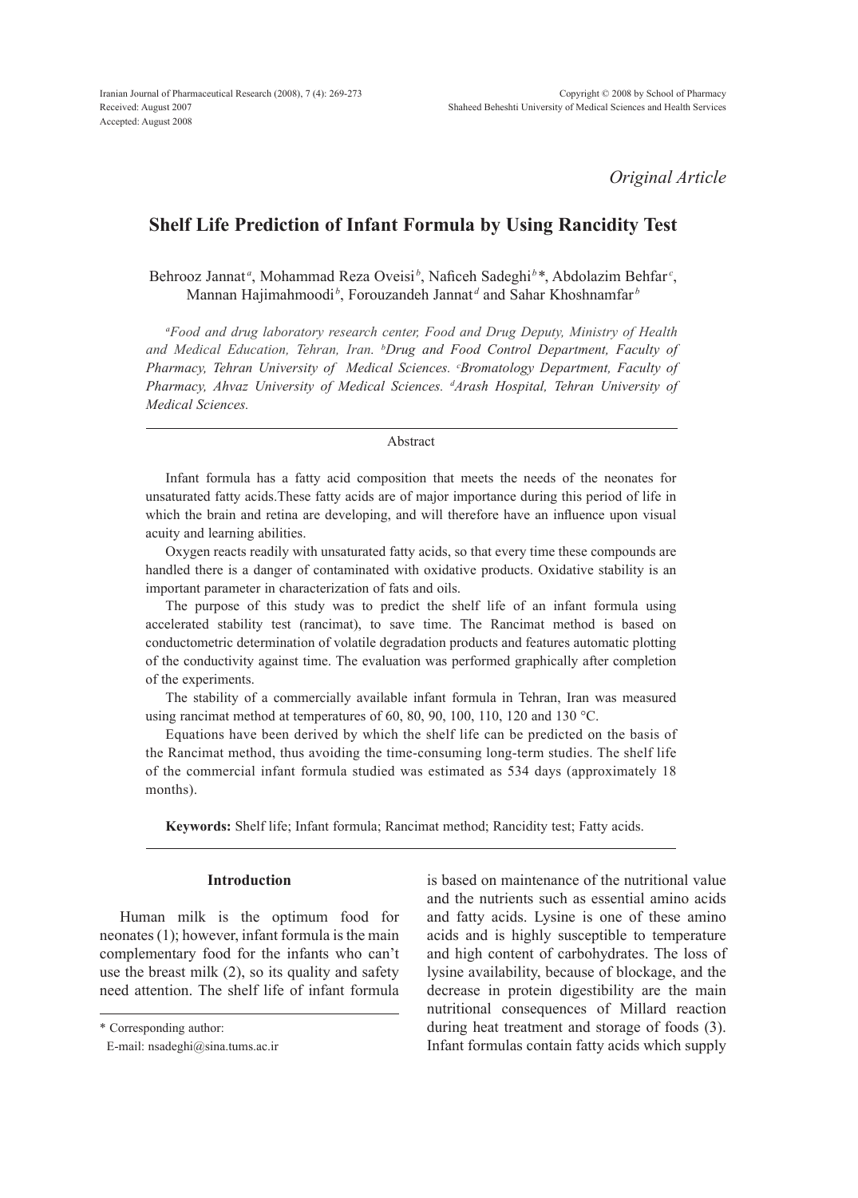*Original Article*

# Shelf Life Prediction of Infant Formula by Using Rancidity Test

Behrooz Jannat[a], Mohammad Reza Oveisi[b], Naficeh Sadeghi[b]*, Abdolazim Behfar[c], Mannan Hajimahmoodi[b], Forouzandeh Jannat[d] and Sahar Khoshnamfar[b]

[a]*Food and drug laboratory research center, Food and Drug Deputy, Ministry of Health and Medical Education, Tehran, Iran.* [b]*Drug and Food Control Department, Faculty of Pharmacy, Tehran University of Medical Sciences.* [c]*Bromatology Department, Faculty of Pharmacy, Ahvaz University of Medical Sciences.* [d]*Arash Hospital, Tehran University of Medical Sciences.*

## Abstract

Infant formula has a fatty acid composition that meets the needs of the neonates for unsaturated fatty acids.These fatty acids are of major importance during this period of life in which the brain and retina are developing, and will therefore have an influence upon visual acuity and learning abilities.

Oxygen reacts readily with unsaturated fatty acids, so that every time these compounds are handled there is a danger of contaminated with oxidative products. Oxidative stability is an important parameter in characterization of fats and oils.

The purpose of this study was to predict the shelf life of an infant formula using accelerated stability test (rancimat), to save time. The Rancimat method is based on conductometric determination of volatile degradation products and features automatic plotting of the conductivity against time. The evaluation was performed graphically after completion of the experiments.

The stability of a commercially available infant formula in Tehran, Iran was measured using rancimat method at temperatures of 60, 80, 90, 100, 110, 120 and 130 °C.

Equations have been derived by which the shelf life can be predicted on the basis of the Rancimat method, thus avoiding the time-consuming long-term studies. The shelf life of the commercial infant formula studied was estimated as 534 days (approximately 18 months).

**Keywords:** Shelf life; Infant formula; Rancimat method; Rancidity test; Fatty acids.

## Introduction

Human milk is the optimum food for neonates (1); however, infant formula is the main complementary food for the infants who can't use the breast milk (2), so its quality and safety need attention. The shelf life of infant formula is based on maintenance of the nutritional value and the nutrients such as essential amino acids and fatty acids. Lysine is one of these amino acids and is highly susceptible to temperature and high content of carbohydrates. The loss of lysine availability, because of blockage, and the decrease in protein digestibility are the main nutritional consequences of Millard reaction during heat treatment and storage of foods (3). Infant formulas contain fatty acids which supply

\* Corresponding author:
E-mail: nsadeghi@sina.tums.ac.ir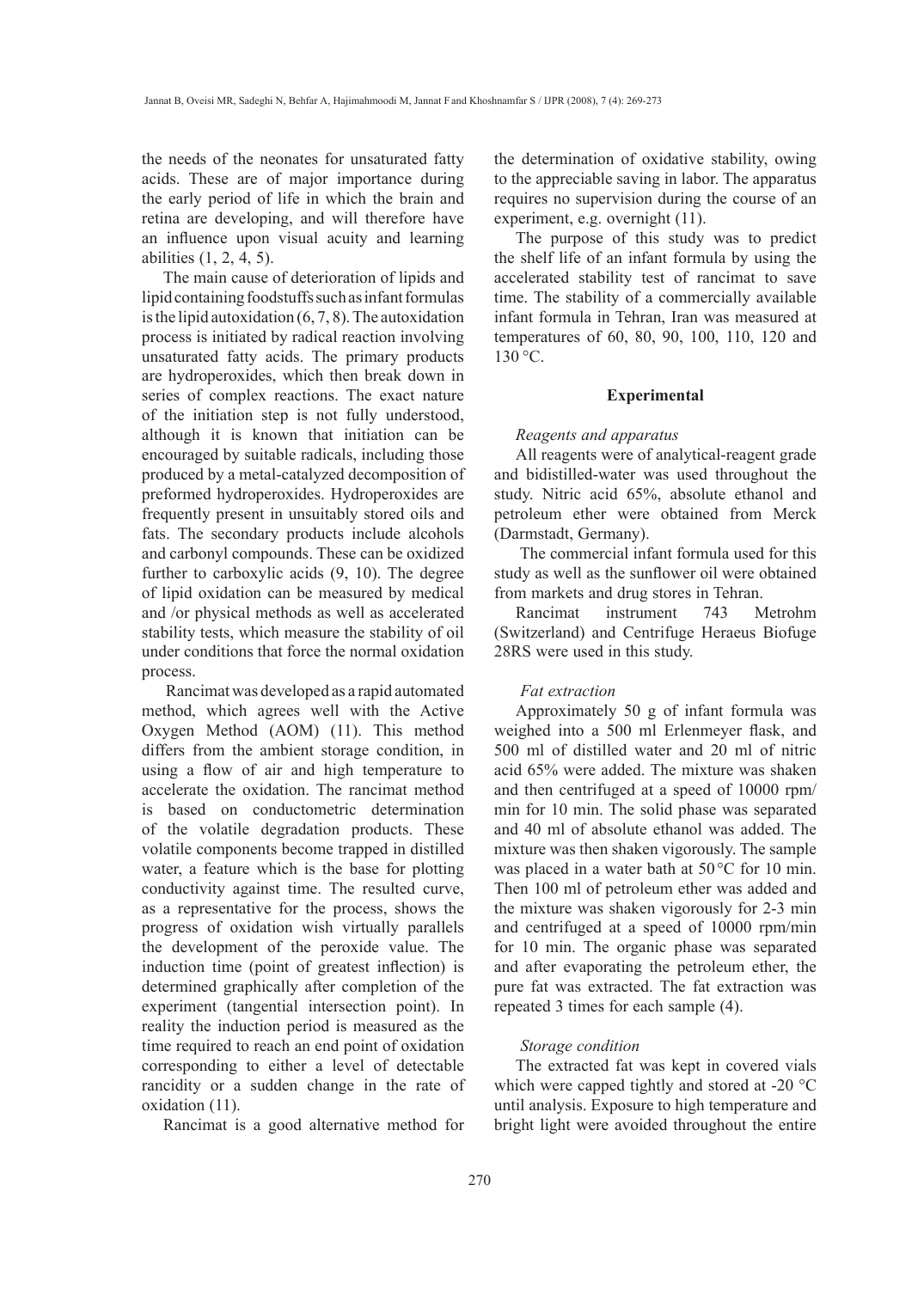the needs of the neonates for unsaturated fatty acids. These are of major importance during the early period of life in which the brain and retina are developing, and will therefore have an influence upon visual acuity and learning abilities (1, 2, 4, 5).

The main cause of deterioration of lipids and lipid containing foodstuffs such as infant formulas is the lipid autoxidation (6, 7, 8). The autoxidation process is initiated by radical reaction involving unsaturated fatty acids. The primary products are hydroperoxides, which then break down in series of complex reactions. The exact nature of the initiation step is not fully understood, although it is known that initiation can be encouraged by suitable radicals, including those produced by a metal-catalyzed decomposition of preformed hydroperoxides. Hydroperoxides are frequently present in unsuitably stored oils and fats. The secondary products include alcohols and carbonyl compounds. These can be oxidized further to carboxylic acids (9, 10). The degree of lipid oxidation can be measured by medical and /or physical methods as well as accelerated stability tests, which measure the stability of oil under conditions that force the normal oxidation process.

Rancimat was developed as a rapid automated method, which agrees well with the Active Oxygen Method (AOM) (11). This method differs from the ambient storage condition, in using a flow of air and high temperature to accelerate the oxidation. The rancimat method is based on conductometric determination of the volatile degradation products. These volatile components become trapped in distilled water, a feature which is the base for plotting conductivity against time. The resulted curve, as a representative for the process, shows the progress of oxidation wish virtually parallels the development of the peroxide value. The induction time (point of greatest inflection) is determined graphically after completion of the experiment (tangential intersection point). In reality the induction period is measured as the time required to reach an end point of oxidation corresponding to either a level of detectable rancidity or a sudden change in the rate of oxidation (11).

Rancimat is a good alternative method for the determination of oxidative stability, owing to the appreciable saving in labor. The apparatus requires no supervision during the course of an experiment, e.g. overnight (11).

The purpose of this study was to predict the shelf life of an infant formula by using the accelerated stability test of rancimat to save time. The stability of a commercially available infant formula in Tehran, Iran was measured at temperatures of 60, 80, 90, 100, 110, 120 and 130 °C.

## Experimental

*Reagents and apparatus*

All reagents were of analytical-reagent grade and bidistilled-water was used throughout the study. Nitric acid 65%, absolute ethanol and petroleum ether were obtained from Merck (Darmstadt, Germany).

The commercial infant formula used for this study as well as the sunflower oil were obtained from markets and drug stores in Tehran.

Rancimat instrument 743 Metrohm (Switzerland) and Centrifuge Heraeus Biofuge 28RS were used in this study.

*Fat extraction*

Approximately 50 g of infant formula was weighed into a 500 ml Erlenmeyer flask, and 500 ml of distilled water and 20 ml of nitric acid 65% were added. The mixture was shaken and then centrifuged at a speed of 10000 rpm/min for 10 min. The solid phase was separated and 40 ml of absolute ethanol was added. The mixture was then shaken vigorously. The sample was placed in a water bath at 50 °C for 10 min. Then 100 ml of petroleum ether was added and the mixture was shaken vigorously for 2-3 min and centrifuged at a speed of 10000 rpm/min for 10 min. The organic phase was separated and after evaporating the petroleum ether, the pure fat was extracted. The fat extraction was repeated 3 times for each sample (4).

*Storage condition*

The extracted fat was kept in covered vials which were capped tightly and stored at -20 °C until analysis. Exposure to high temperature and bright light were avoided throughout the entire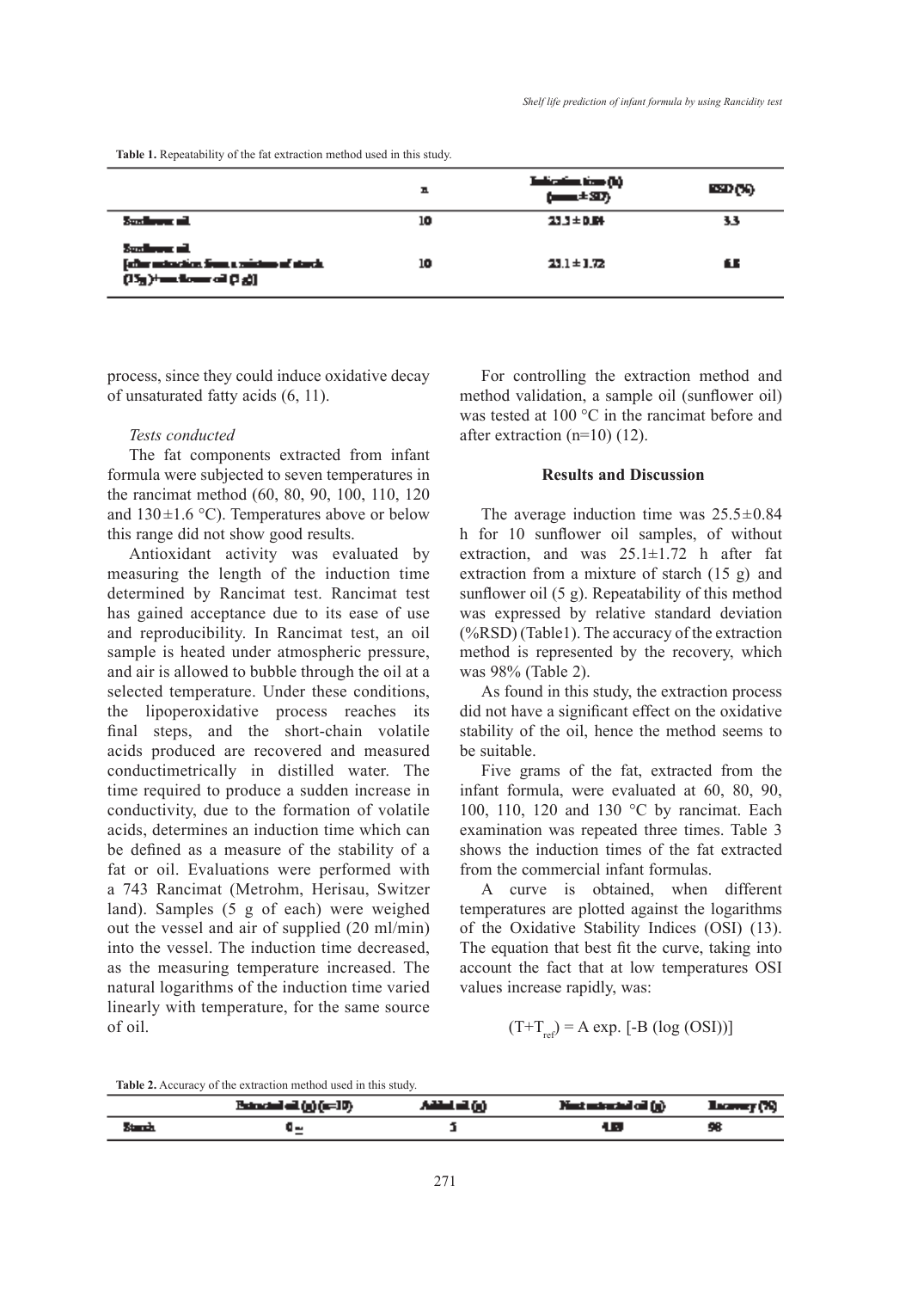**Table 1.** Repeatability of the fat extraction method used in this study.

| | n | Induction time (h) (mean ± SD) | RSD (%) |
|---|---|---|---|
| Sunflower oil | 10 | 25.5 ± 0.84 | 3.3 |
| Sunflower oil [after extraction from a mixture of starch (15g)+sunflower oil (5 g)] | 10 | 25.1 ± 1.72 | 6.8 |

process, since they could induce oxidative decay of unsaturated fatty acids (6, 11).

*Tests conducted*

The fat components extracted from infant formula were subjected to seven temperatures in the rancimat method (60, 80, 90, 100, 110, 120 and 130±1.6 °C). Temperatures above or below this range did not show good results.

Antioxidant activity was evaluated by measuring the length of the induction time determined by Rancimat test. Rancimat test has gained acceptance due to its ease of use and reproducibility. In Rancimat test, an oil sample is heated under atmospheric pressure, and air is allowed to bubble through the oil at a selected temperature. Under these conditions, the lipoperoxidative process reaches its final steps, and the short-chain volatile acids produced are recovered and measured conductimetrically in distilled water. The time required to produce a sudden increase in conductivity, due to the formation of volatile acids, determines an induction time which can be defined as a measure of the stability of a fat or oil. Evaluations were performed with a 743 Rancimat (Metrohm, Herisau, Switzer land). Samples (5 g of each) were weighed out the vessel and air of supplied (20 ml/min) into the vessel. The induction time decreased, as the measuring temperature increased. The natural logarithms of the induction time varied linearly with temperature, for the same source of oil.

For controlling the extraction method and method validation, a sample oil (sunflower oil) was tested at 100 °C in the rancimat before and after extraction (n=10) (12).

## Results and Discussion

The average induction time was 25.5±0.84 h for 10 sunflower oil samples, of without extraction, and was 25.1±1.72 h after fat extraction from a mixture of starch (15 g) and sunflower oil (5 g). Repeatability of this method was expressed by relative standard deviation (%RSD) (Table1). The accuracy of the extraction method is represented by the recovery, which was 98% (Table 2).

As found in this study, the extraction process did not have a significant effect on the oxidative stability of the oil, hence the method seems to be suitable.

Five grams of the fat, extracted from the infant formula, were evaluated at 60, 80, 90, 100, 110, 120 and 130 °C by rancimat. Each examination was repeated three times. Table 3 shows the induction times of the fat extracted from the commercial infant formulas.

A curve is obtained, when different temperatures are plotted against the logarithms of the Oxidative Stability Indices (OSI) (13). The equation that best fit the curve, taking into account the fact that at low temperatures OSI values increase rapidly, was:

$$(T+T_{ref}) = A \exp.[-B (\log (OSI))]$$

**Table 2.** Accuracy of the extraction method used in this study.

| | Extracted oil (g) (n=10) | Added oil (g) | Next extracted oil (g) | Recovery (%) |
|---|---|---|---|---|
| Starch | 0 ± | 5 | 4.89 | 98 |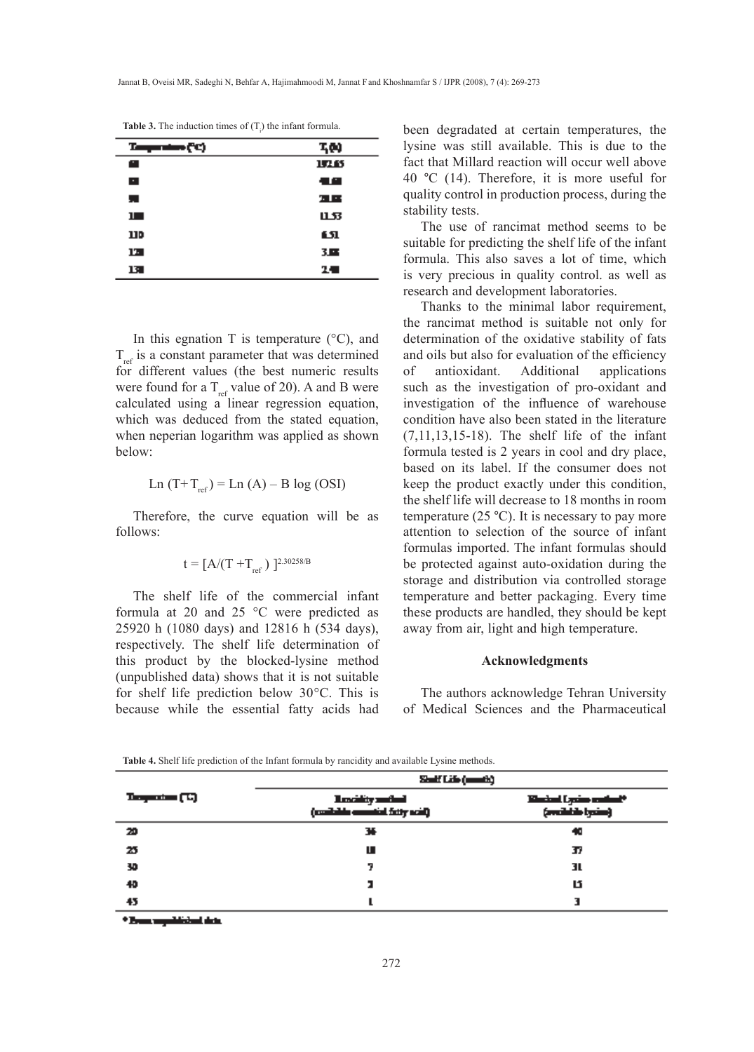**Table 3.** The induction times of ($T_i$) the infant formula.

| Temperature (°C) | $T_i$ (h) |
|---|---|
| 60 | 192.65 |
| 80 | 48.60 |
| 90 | 20.85 |
| 100 | 11.53 |
| 110 | 6.51 |
| 120 | 3.88 |
| 130 | 2.40 |

In this egnation T is temperature (°C), and $T_{ref}$ is a constant parameter that was determined for different values (the best numeric results were found for a $T_{ref}$ value of 20). A and B were calculated using a linear regression equation, which was deduced from the stated equation, when neperian logarithm was applied as shown below:

$$\text{Ln}\,(T+T_{ref}) = \text{Ln}\,(A) - B \log\,(OSI)$$

Therefore, the curve equation will be as follows:

$$t = [A/(T+T_{ref})]^{2.30258/B}$$

The shelf life of the commercial infant formula at 20 and 25 °C were predicted as 25920 h (1080 days) and 12816 h (534 days), respectively. The shelf life determination of this product by the blocked-lysine method (unpublished data) shows that it is not suitable for shelf life prediction below 30°C. This is because while the essential fatty acids had been degradated at certain temperatures, the lysine was still available. This is due to the fact that Millard reaction will occur well above 40 °C (14). Therefore, it is more useful for quality control in production process, during the stability tests.

The use of rancimat method seems to be suitable for predicting the shelf life of the infant formula. This also saves a lot of time, which is very precious in quality control. as well as research and development laboratories.

Thanks to the minimal labor requirement, the rancimat method is suitable not only for determination of the oxidative stability of fats and oils but also for evaluation of the efficiency of antioxidant. Additional applications such as the investigation of pro-oxidant and investigation of the influence of warehouse condition have also been stated in the literature (7,11,13,15-18). The shelf life of the infant formula tested is 2 years in cool and dry place, based on its label. If the consumer does not keep the product exactly under this condition, the shelf life will decrease to 18 months in room temperature (25 °C). It is necessary to pay more attention to selection of the source of infant formulas imported. The infant formulas should be protected against auto-oxidation during the storage and distribution via controlled storage temperature and better packaging. Every time these products are handled, they should be kept away from air, light and high temperature.

## Acknowledgments

The authors acknowledge Tehran University of Medical Sciences and the Pharmaceutical

**Table 4.** Shelf life prediction of the Infant formula by rancidity and available Lysine methods.

| Temperature (°C) | Shelf Life (month) | |
|---|---|---|
| | Rancidity method (available essential fatty acid) | Blocked Lysine method* (available lysine) |
| 20 | 36 | 40 |
| 25 | 18 | 37 |
| 30 | 7 | 31 |
| 40 | 2 | 15 |
| 45 | 1 | 3 |

* From unpublished data.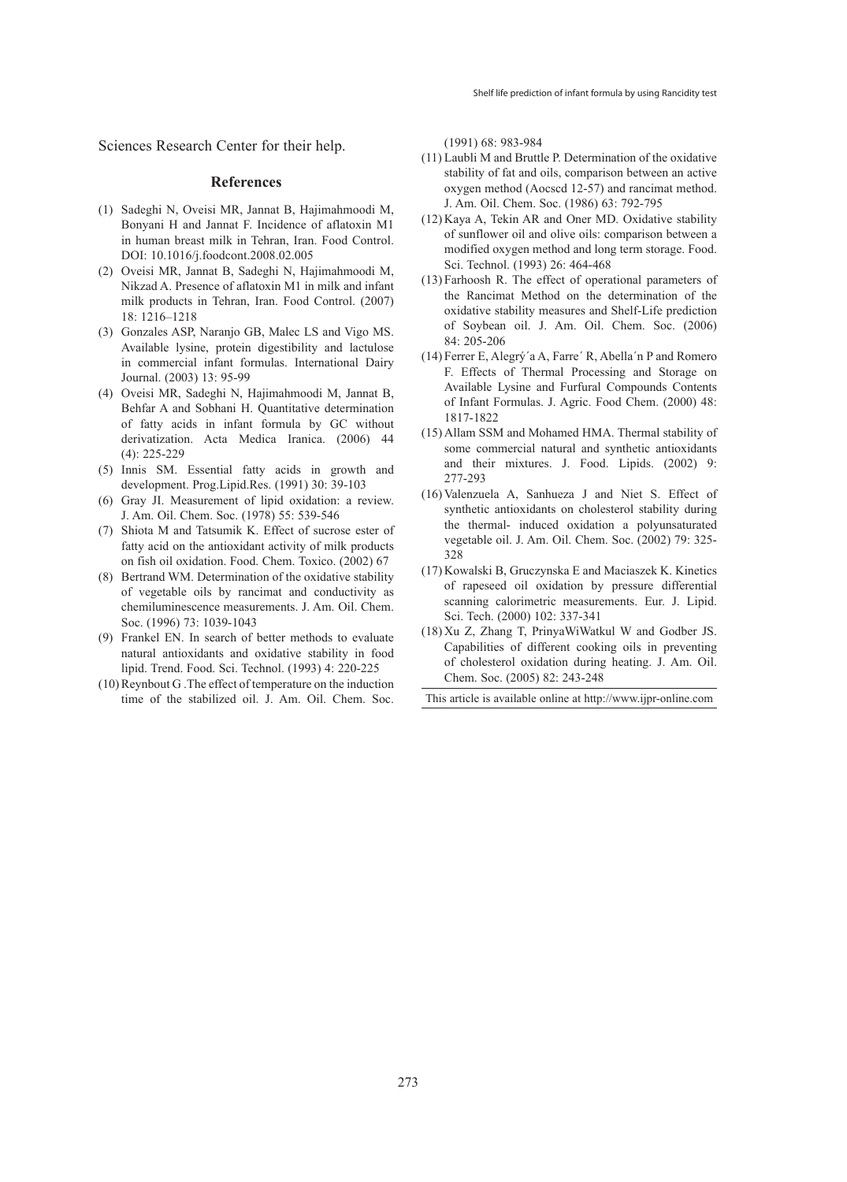Sciences Research Center for their help.

## References

(1) Sadeghi N, Oveisi MR, Jannat B, Hajimahmoodi M, Bonyani H and Jannat F. Incidence of aflatoxin M1 in human breast milk in Tehran, Iran. Food Control. DOI: 10.1016/j.foodcont.2008.02.005

(2) Oveisi MR, Jannat B, Sadeghi N, Hajimahmoodi M, Nikzad A. Presence of aflatoxin M1 in milk and infant milk products in Tehran, Iran. Food Control. (2007) 18: 1216–1218

(3) Gonzales ASP, Naranjo GB, Malec LS and Vigo MS. Available lysine, protein digestibility and lactulose in commercial infant formulas. International Dairy Journal. (2003) 13: 95-99

(4) Oveisi MR, Sadeghi N, Hajimahmoodi M, Jannat B, Behfar A and Sobhani H. Quantitative determination of fatty acids in infant formula by GC without derivatization. Acta Medica Iranica. (2006) 44 (4): 225-229

(5) Innis SM. Essential fatty acids in growth and development. Prog.Lipid.Res. (1991) 30: 39-103

(6) Gray JI. Measurement of lipid oxidation: a review. J. Am. Oil. Chem. Soc. (1978) 55: 539-546

(7) Shiota M and Tatsumik K. Effect of sucrose ester of fatty acid on the antioxidant activity of milk products on fish oil oxidation. Food. Chem. Toxico. (2002) 67

(8) Bertrand WM. Determination of the oxidative stability of vegetable oils by rancimat and conductivity as chemiluminescence measurements. J. Am. Oil. Chem. Soc. (1996) 73: 1039-1043

(9) Frankel EN. In search of better methods to evaluate natural antioxidants and oxidative stability in food lipid. Trend. Food. Sci. Technol. (1993) 4: 220-225

(10) Reynbout G .The effect of temperature on the induction time of the stabilized oil. J. Am. Oil. Chem. Soc. (1991) 68: 983-984

(11) Laubli M and Bruttle P. Determination of the oxidative stability of fat and oils, comparison between an active oxygen method (Aocscd 12-57) and rancimat method. J. Am. Oil. Chem. Soc. (1986) 63: 792-795

(12) Kaya A, Tekin AR and Oner MD. Oxidative stability of sunflower oil and olive oils: comparison between a modified oxygen method and long term storage. Food. Sci. Technol. (1993) 26: 464-468

(13) Farhoosh R. The effect of operational parameters of the Rancimat Method on the determination of the oxidative stability measures and Shelf-Life prediction of Soybean oil. J. Am. Oil. Chem. Soc. (2006) 84: 205-206

(14) Ferrer E, Alegrý´a A, Farre´ R, Abella´n P and Romero F. Effects of Thermal Processing and Storage on Available Lysine and Furfural Compounds Contents of Infant Formulas. J. Agric. Food Chem. (2000) 48: 1817-1822

(15) Allam SSM and Mohamed HMA. Thermal stability of some commercial natural and synthetic antioxidants and their mixtures. J. Food. Lipids. (2002) 9: 277-293

(16) Valenzuela A, Sanhueza J and Niet S. Effect of synthetic antioxidants on cholesterol stability during the thermal- induced oxidation a polyunsaturated vegetable oil. J. Am. Oil. Chem. Soc. (2002) 79: 325-328

(17) Kowalski B, Gruczynska E and Maciaszek K. Kinetics of rapeseed oil oxidation by pressure differential scanning calorimetric measurements. Eur. J. Lipid. Sci. Tech. (2000) 102: 337-341

(18) Xu Z, Zhang T, PrinyaWiWatkul W and Godber JS. Capabilities of different cooking oils in preventing of cholesterol oxidation during heating. J. Am. Oil. Chem. Soc. (2005) 82: 243-248

This article is available online at http://www.ijpr-online.com